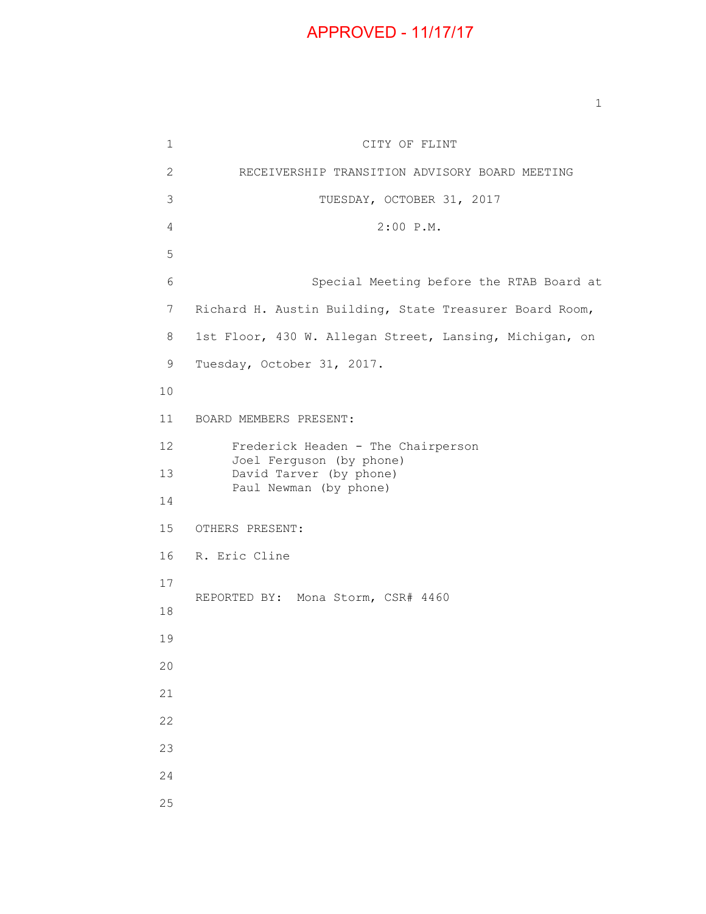APPROVED - 11/17/17

CITY OF FLINT

RECEIVERSHIP TRANSITION ADVISORY BOARD MEETING

TUESDAY, OCTOBER 31, 2017

2:00 P.M.

Special Meeting before the RTAB Board at Richard H. Austin Building, State Treasurer Board Room, 1st Floor, 430 W. Allegan Street, Lansing, Michigan, on Tuesday, October 31, 2017.

BOARD MEMBERS PRESENT:

Frederick Headen - The Chairperson
Joel Ferguson (by phone)
David Tarver (by phone)
Paul Newman (by phone)

OTHERS PRESENT:

R. Eric Cline

REPORTED BY: Mona Storm, CSR# 4460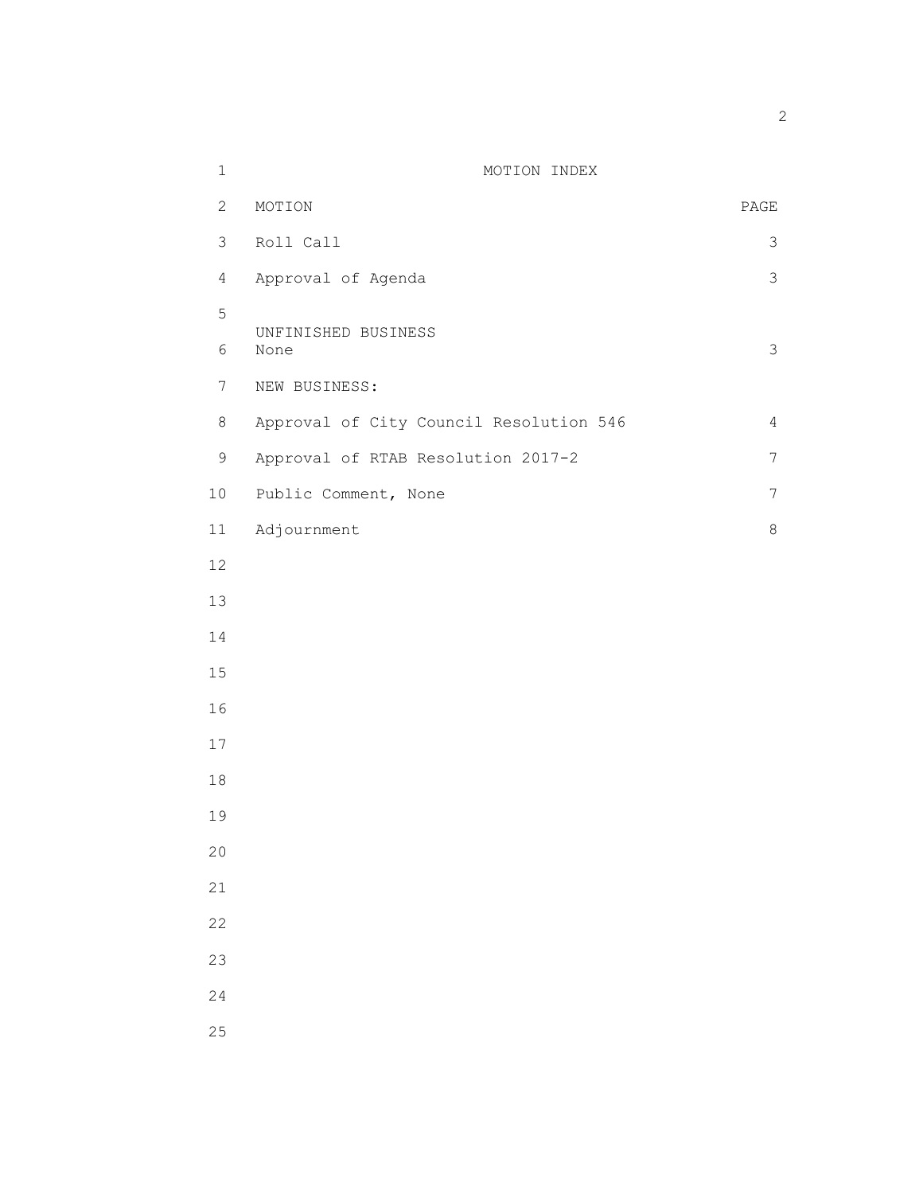# MOTION INDEX

| MOTION | PAGE |
|---|---|
| Roll Call | 3 |
| Approval of Agenda | 3 |
| UNFINISHED BUSINESS None | 3 |
| NEW BUSINESS: | |
| Approval of City Council Resolution 546 | 4 |
| Approval of RTAB Resolution 2017-2 | 7 |
| Public Comment, None | 7 |
| Adjournment | 8 |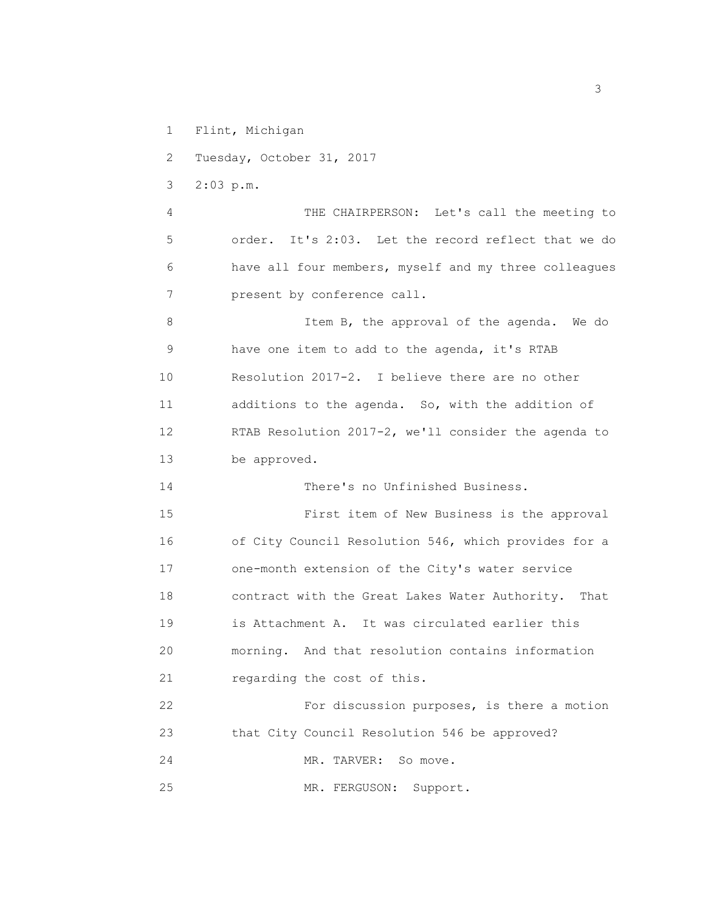Flint, Michigan

Tuesday, October 31, 2017

2:03 p.m.

THE CHAIRPERSON: Let's call the meeting to order. It's 2:03. Let the record reflect that we do have all four members, myself and my three colleagues present by conference call.

Item B, the approval of the agenda. We do have one item to add to the agenda, it's RTAB Resolution 2017-2. I believe there are no other additions to the agenda. So, with the addition of RTAB Resolution 2017-2, we'll consider the agenda to be approved.

There's no Unfinished Business.

First item of New Business is the approval of City Council Resolution 546, which provides for a one-month extension of the City's water service contract with the Great Lakes Water Authority. That is Attachment A. It was circulated earlier this morning. And that resolution contains information regarding the cost of this.

For discussion purposes, is there a motion that City Council Resolution 546 be approved?

MR. TARVER: So move.

MR. FERGUSON: Support.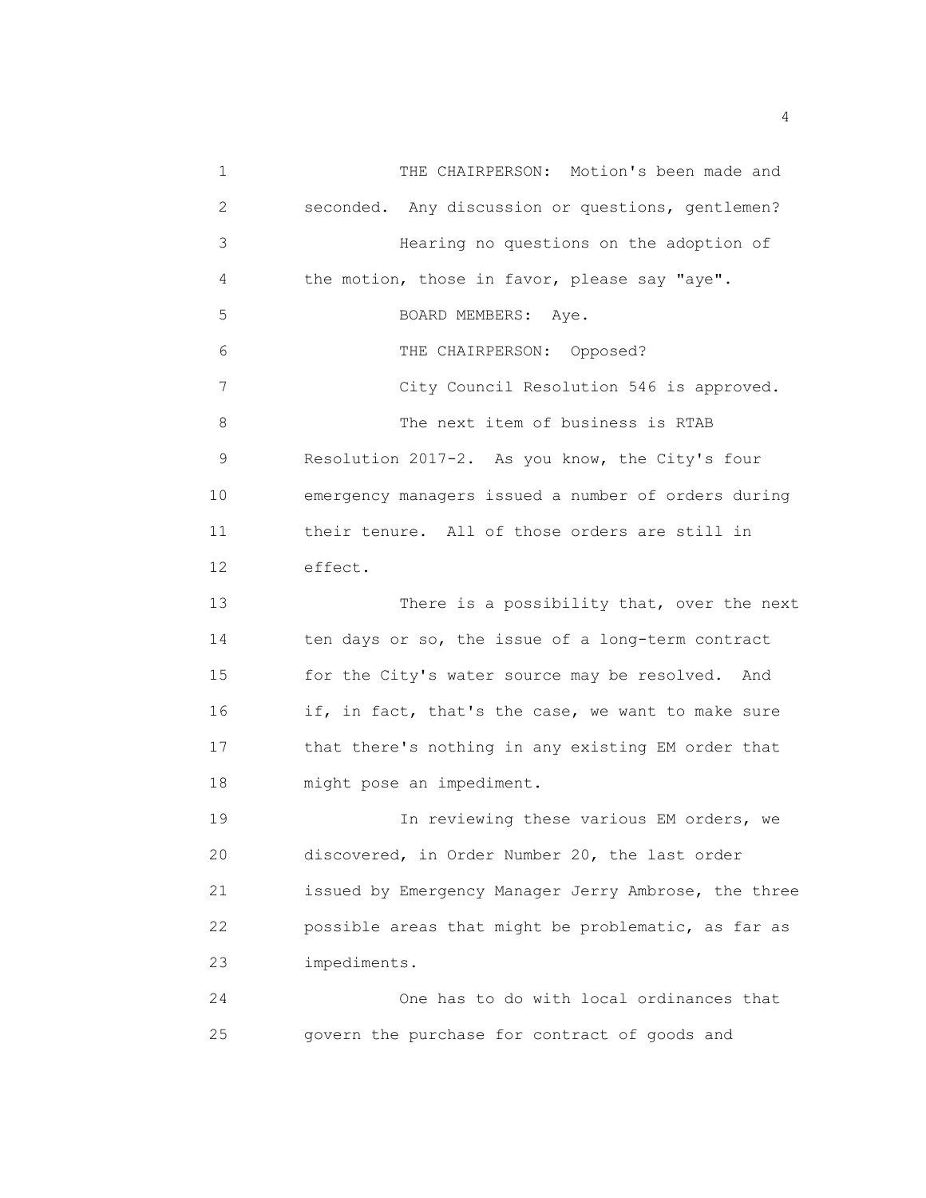THE CHAIRPERSON: Motion's been made and seconded. Any discussion or questions, gentlemen?

Hearing no questions on the adoption of the motion, those in favor, please say "aye".

BOARD MEMBERS: Aye.

THE CHAIRPERSON: Opposed?

City Council Resolution 546 is approved.

The next item of business is RTAB Resolution 2017-2. As you know, the City's four emergency managers issued a number of orders during their tenure. All of those orders are still in effect.

There is a possibility that, over the next ten days or so, the issue of a long-term contract for the City's water source may be resolved. And if, in fact, that's the case, we want to make sure that there's nothing in any existing EM order that might pose an impediment.

In reviewing these various EM orders, we discovered, in Order Number 20, the last order issued by Emergency Manager Jerry Ambrose, the three possible areas that might be problematic, as far as impediments.

One has to do with local ordinances that govern the purchase for contract of goods and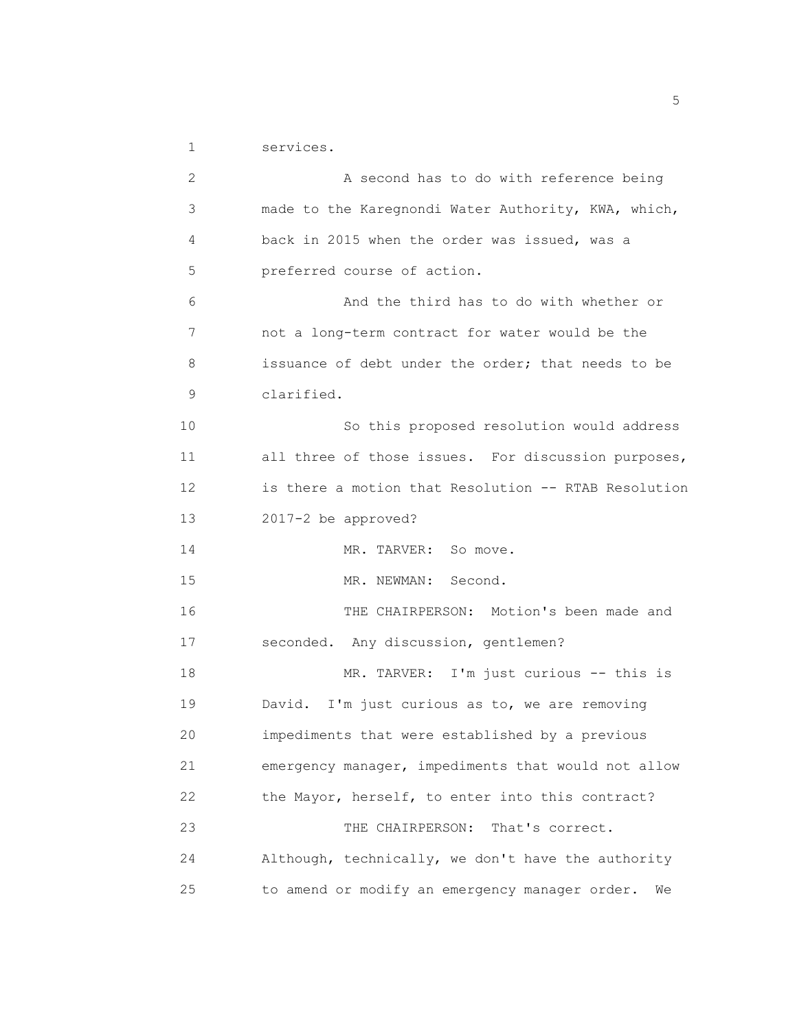services.

A second has to do with reference being made to the Karegnondi Water Authority, KWA, which, back in 2015 when the order was issued, was a preferred course of action.

And the third has to do with whether or not a long-term contract for water would be the issuance of debt under the order; that needs to be clarified.

So this proposed resolution would address all three of those issues. For discussion purposes, is there a motion that Resolution -- RTAB Resolution 2017-2 be approved?

MR. TARVER: So move.

MR. NEWMAN: Second.

THE CHAIRPERSON: Motion's been made and seconded. Any discussion, gentlemen?

MR. TARVER: I'm just curious -- this is David. I'm just curious as to, we are removing impediments that were established by a previous emergency manager, impediments that would not allow the Mayor, herself, to enter into this contract?

THE CHAIRPERSON: That's correct. Although, technically, we don't have the authority to amend or modify an emergency manager order. We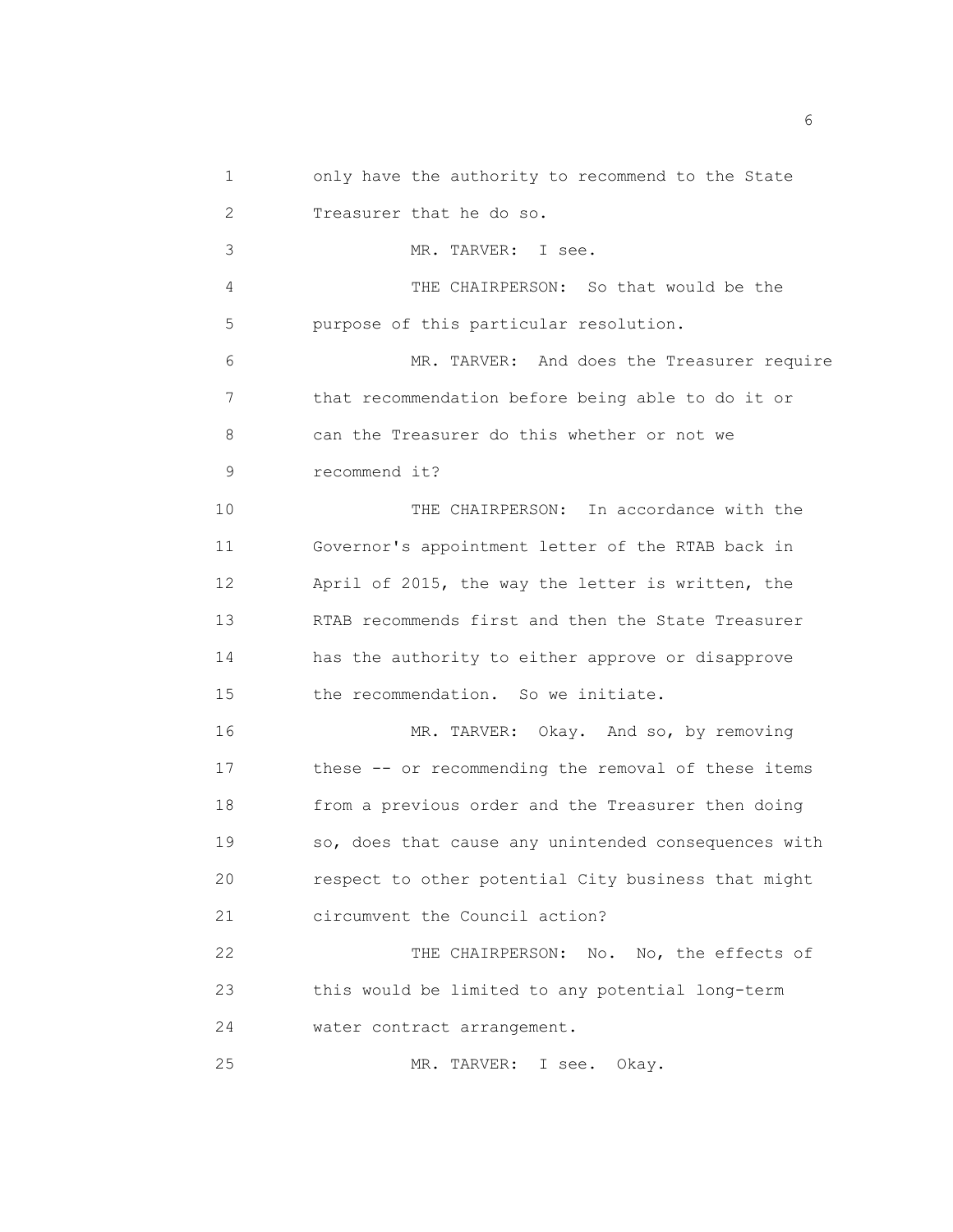only have the authority to recommend to the State Treasurer that he do so.

MR. TARVER: I see.

THE CHAIRPERSON: So that would be the purpose of this particular resolution.

MR. TARVER: And does the Treasurer require that recommendation before being able to do it or can the Treasurer do this whether or not we recommend it?

THE CHAIRPERSON: In accordance with the Governor's appointment letter of the RTAB back in April of 2015, the way the letter is written, the RTAB recommends first and then the State Treasurer has the authority to either approve or disapprove the recommendation. So we initiate.

MR. TARVER: Okay. And so, by removing these -- or recommending the removal of these items from a previous order and the Treasurer then doing so, does that cause any unintended consequences with respect to other potential City business that might circumvent the Council action?

THE CHAIRPERSON: No. No, the effects of this would be limited to any potential long-term water contract arrangement.

MR. TARVER: I see. Okay.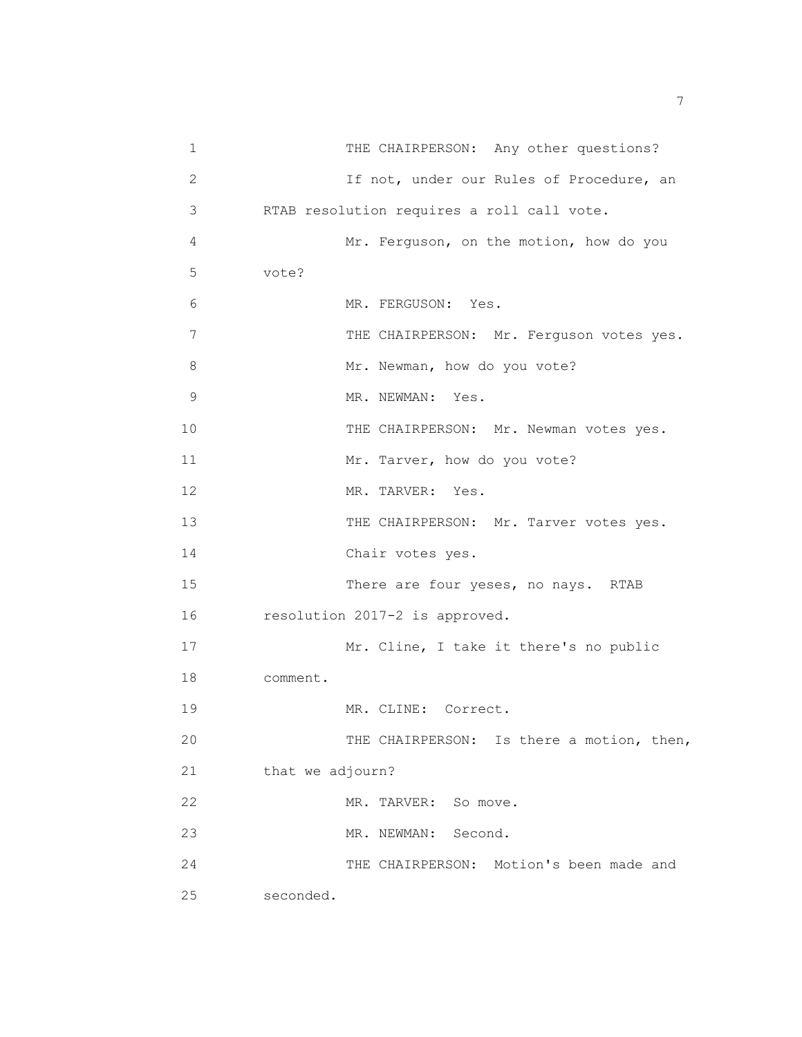THE CHAIRPERSON: Any other questions?

If not, under our Rules of Procedure, an RTAB resolution requires a roll call vote.

Mr. Ferguson, on the motion, how do you vote?

MR. FERGUSON: Yes.

THE CHAIRPERSON: Mr. Ferguson votes yes.

Mr. Newman, how do you vote?

MR. NEWMAN: Yes.

THE CHAIRPERSON: Mr. Newman votes yes.

Mr. Tarver, how do you vote?

MR. TARVER: Yes.

THE CHAIRPERSON: Mr. Tarver votes yes.

Chair votes yes.

There are four yeses, no nays. RTAB resolution 2017-2 is approved.

Mr. Cline, I take it there's no public comment.

MR. CLINE: Correct.

THE CHAIRPERSON: Is there a motion, then, that we adjourn?

MR. TARVER: So move.

MR. NEWMAN: Second.

THE CHAIRPERSON: Motion's been made and seconded.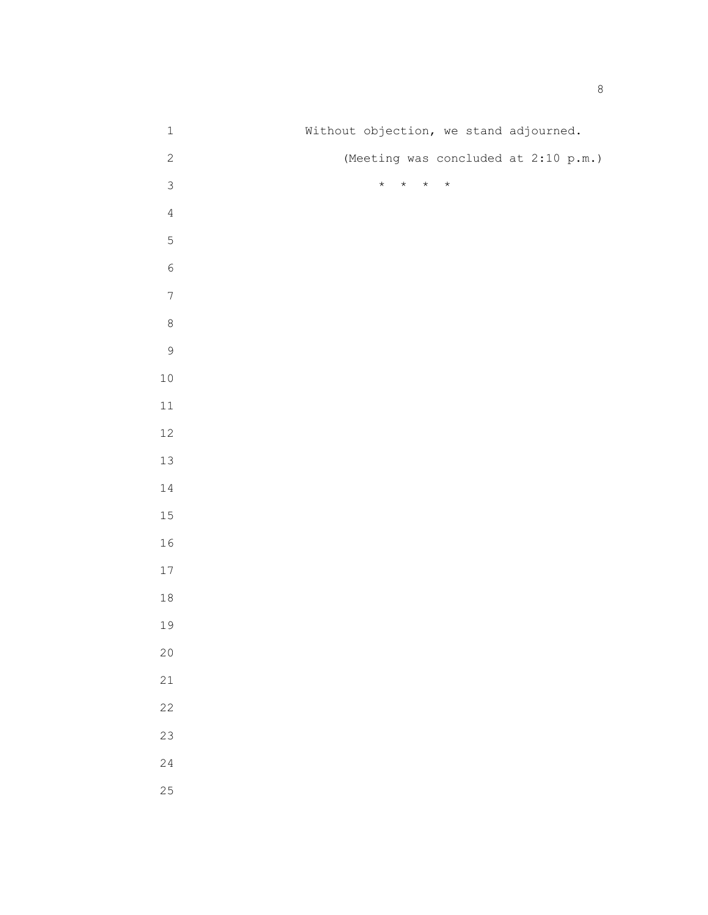Without objection, we stand adjourned.

(Meeting was concluded at 2:10 p.m.)

* * * *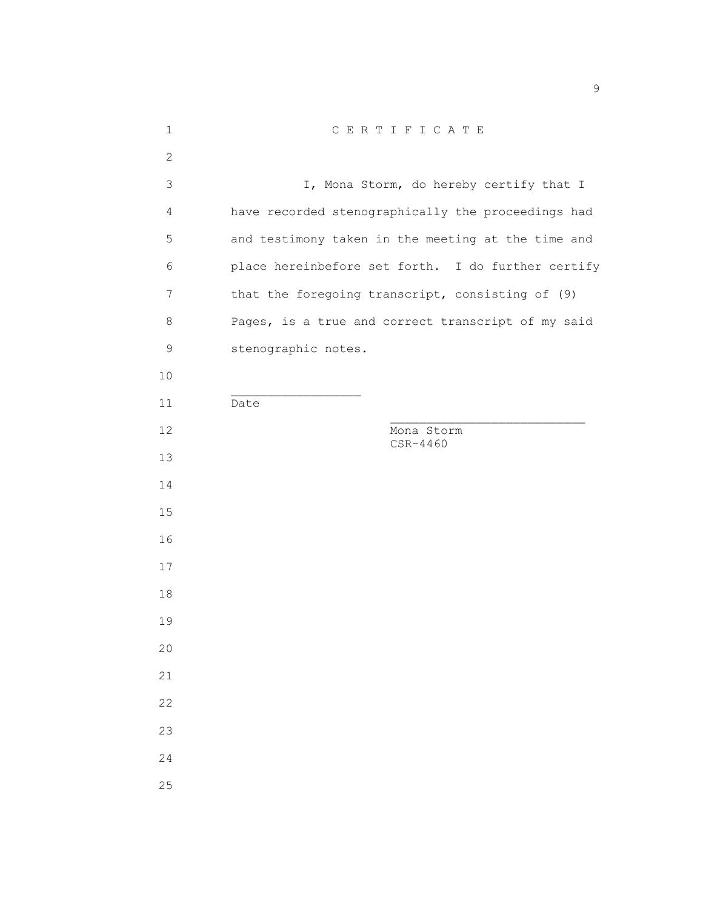# C E R T I F I C A T E

I, Mona Storm, do hereby certify that I have recorded stenographically the proceedings had and testimony taken in the meeting at the time and place hereinbefore set forth. I do further certify that the foregoing transcript, consisting of (9) Pages, is a true and correct transcript of my said stenographic notes.

\_\_\_\_\_\_\_\_\_\_\_\_\_\_\_\_\_\_

Date

\_\_\_\_\_\_\_\_\_\_\_\_\_\_\_\_\_\_\_\_\_\_\_\_\_\_\_

Mona Storm
CSR-4460